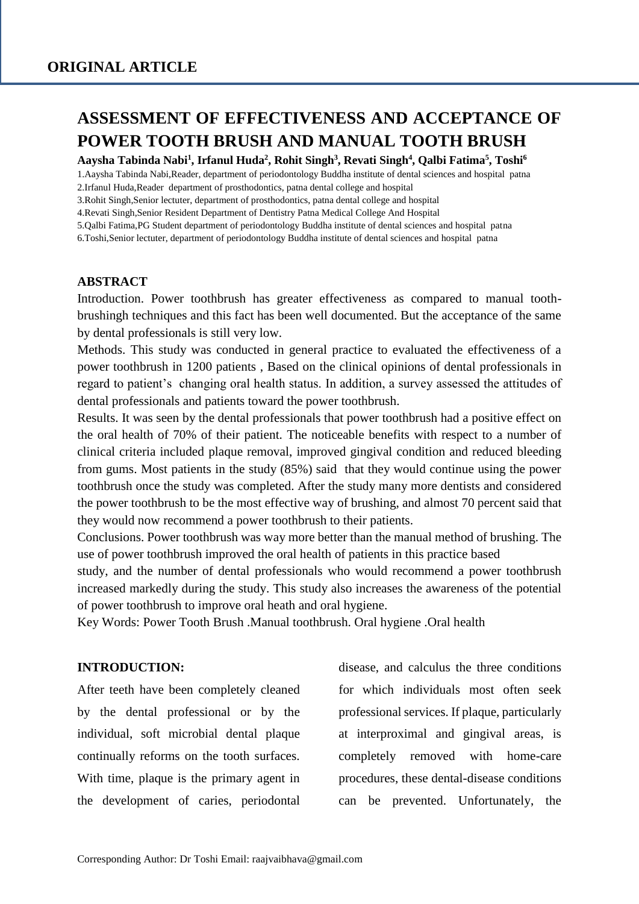**ORIGINAL ARTICLE**

# ASSESSMENT OF EFFECTIVENESS AND ACCEPTANCE OF POWER TOOTH BRUSH AND MANUAL TOOTH BRUSH

**Aaysha Tabinda Nabi[1], Irfanul Huda[2], Rohit Singh[3], Revati Singh[4], Qalbi Fatima[5], Toshi[6]**

1.Aaysha Tabinda Nabi,Reader, department of periodontology Buddha institute of dental sciences and hospital patna
2.Irfanul Huda,Reader department of prosthodontics, patna dental college and hospital
3.Rohit Singh,Senior lectuter, department of prosthodontics, patna dental college and hospital
4.Revati Singh,Senior Resident Department of Dentistry Patna Medical College And Hospital
5.Qalbi Fatima,PG Student department of periodontology Buddha institute of dental sciences and hospital patna
6.Toshi,Senior lectuter, department of periodontology Buddha institute of dental sciences and hospital patna

## ABSTRACT

Introduction. Power toothbrush has greater effectiveness as compared to manual tooth-brushingh techniques and this fact has been well documented. But the acceptance of the same by dental professionals is still very low.

Methods. This study was conducted in general practice to evaluated the effectiveness of a power toothbrush in 1200 patients , Based on the clinical opinions of dental professionals in regard to patient's changing oral health status. In addition, a survey assessed the attitudes of dental professionals and patients toward the power toothbrush.

Results. It was seen by the dental professionals that power toothbrush had a positive effect on the oral health of 70% of their patient. The noticeable benefits with respect to a number of clinical criteria included plaque removal, improved gingival condition and reduced bleeding from gums. Most patients in the study (85%) said that they would continue using the power toothbrush once the study was completed. After the study many more dentists and considered the power toothbrush to be the most effective way of brushing, and almost 70 percent said that they would now recommend a power toothbrush to their patients.

Conclusions. Power toothbrush was way more better than the manual method of brushing. The use of power toothbrush improved the oral health of patients in this practice based study, and the number of dental professionals who would recommend a power toothbrush increased markedly during the study. This study also increases the awareness of the potential of power toothbrush to improve oral heath and oral hygiene.

Key Words: Power Tooth Brush .Manual toothbrush. Oral hygiene .Oral health

## INTRODUCTION:

After teeth have been completely cleaned by the dental professional or by the individual, soft microbial dental plaque continually reforms on the tooth surfaces. With time, plaque is the primary agent in the development of caries, periodontal disease, and calculus the three conditions for which individuals most often seek professional services. If plaque, particularly at interproximal and gingival areas, is completely removed with home-care procedures, these dental-disease conditions can be prevented. Unfortunately, the

Corresponding Author: Dr Toshi Email: raajvaibhava@gmail.com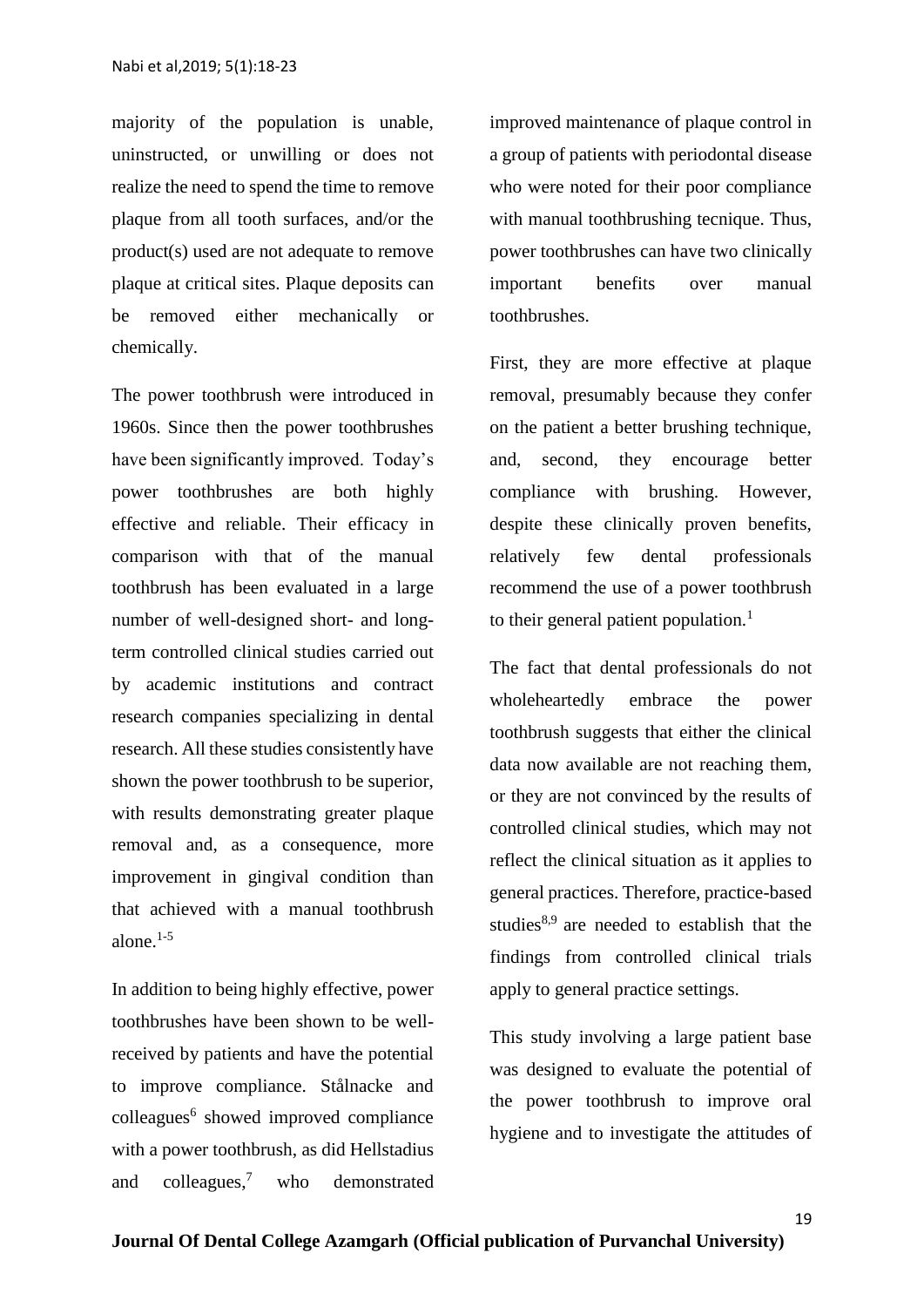majority of the population is unable, uninstructed, or unwilling or does not realize the need to spend the time to remove plaque from all tooth surfaces, and/or the product(s) used are not adequate to remove plaque at critical sites. Plaque deposits can be removed either mechanically or chemically.

The power toothbrush were introduced in 1960s. Since then the power toothbrushes have been significantly improved. Today's power toothbrushes are both highly effective and reliable. Their efficacy in comparison with that of the manual toothbrush has been evaluated in a large number of well-designed short- and long-term controlled clinical studies carried out by academic institutions and contract research companies specializing in dental research. All these studies consistently have shown the power toothbrush to be superior, with results demonstrating greater plaque removal and, as a consequence, more improvement in gingival condition than that achieved with a manual toothbrush alone.[1-5]

In addition to being highly effective, power toothbrushes have been shown to be well-received by patients and have the potential to improve compliance. Stålnacke and colleagues[6] showed improved compliance with a power toothbrush, as did Hellstadius and colleagues,[7] who demonstrated improved maintenance of plaque control in a group of patients with periodontal disease who were noted for their poor compliance with manual toothbrushing tecnique. Thus, power toothbrushes can have two clinically important benefits over manual toothbrushes.

First, they are more effective at plaque removal, presumably because they confer on the patient a better brushing technique, and, second, they encourage better compliance with brushing. However, despite these clinically proven benefits, relatively few dental professionals recommend the use of a power toothbrush to their general patient population.[1]

The fact that dental professionals do not wholeheartedly embrace the power toothbrush suggests that either the clinical data now available are not reaching them, or they are not convinced by the results of controlled clinical studies, which may not reflect the clinical situation as it applies to general practices. Therefore, practice-based studies[8,9] are needed to establish that the findings from controlled clinical trials apply to general practice settings.

This study involving a large patient base was designed to evaluate the potential of the power toothbrush to improve oral hygiene and to investigate the attitudes of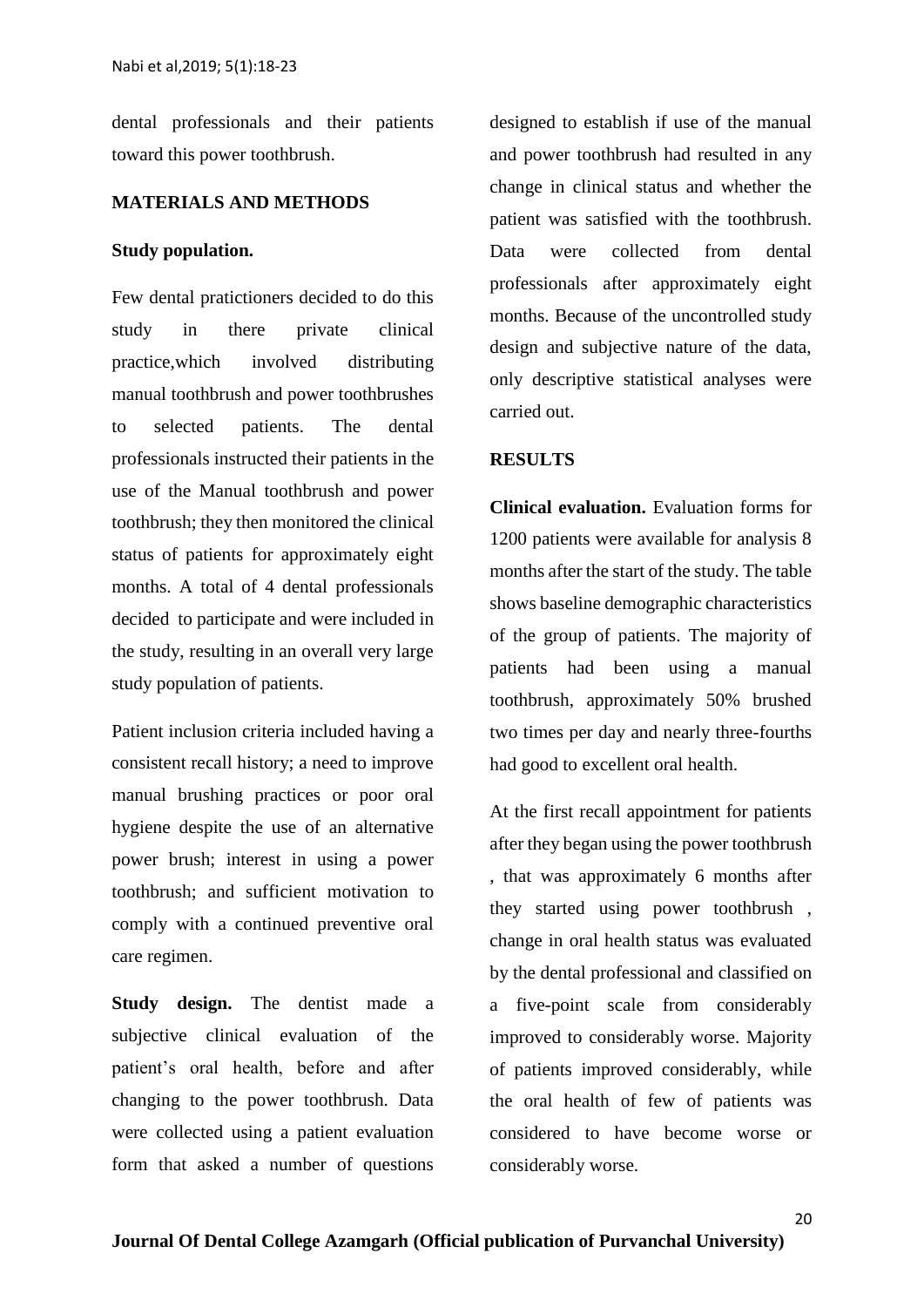dental professionals and their patients toward this power toothbrush.

## MATERIALS AND METHODS

### Study population.

Few dental pratictioners decided to do this study in there private clinical practice,which involved distributing manual toothbrush and power toothbrushes to selected patients. The dental professionals instructed their patients in the use of the Manual toothbrush and power toothbrush; they then monitored the clinical status of patients for approximately eight months. A total of 4 dental professionals decided to participate and were included in the study, resulting in an overall very large study population of patients.

Patient inclusion criteria included having a consistent recall history; a need to improve manual brushing practices or poor oral hygiene despite the use of an alternative power brush; interest in using a power toothbrush; and sufficient motivation to comply with a continued preventive oral care regimen.

**Study design.** The dentist made a subjective clinical evaluation of the patient's oral health, before and after changing to the power toothbrush. Data were collected using a patient evaluation form that asked a number of questions designed to establish if use of the manual and power toothbrush had resulted in any change in clinical status and whether the patient was satisfied with the toothbrush. Data were collected from dental professionals after approximately eight months. Because of the uncontrolled study design and subjective nature of the data, only descriptive statistical analyses were carried out.

## RESULTS

**Clinical evaluation.** Evaluation forms for 1200 patients were available for analysis 8 months after the start of the study. The table shows baseline demographic characteristics of the group of patients. The majority of patients had been using a manual toothbrush, approximately 50% brushed two times per day and nearly three-fourths had good to excellent oral health.

At the first recall appointment for patients after they began using the power toothbrush , that was approximately 6 months after they started using power toothbrush , change in oral health status was evaluated by the dental professional and classified on a five-point scale from considerably improved to considerably worse. Majority of patients improved considerably, while the oral health of few of patients was considered to have become worse or considerably worse.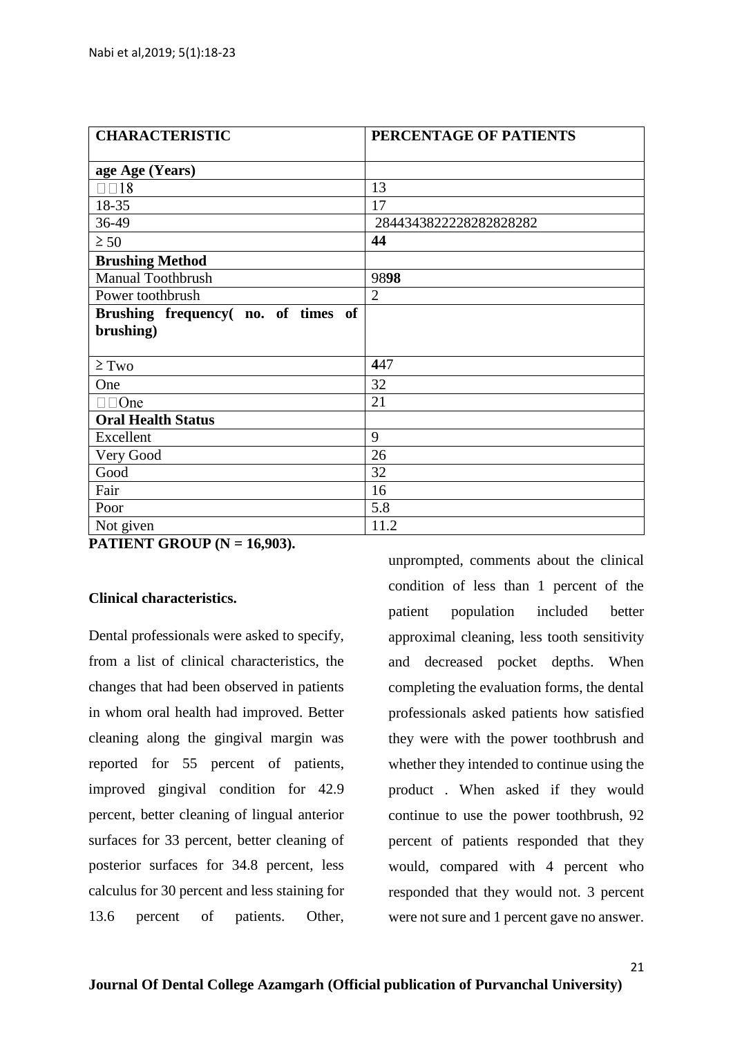| CHARACTERISTIC | PERCENTAGE OF PATIENTS |
|---|---|
| **age Age (Years)** | |
| □□18 | 13 |
| 18-35 | 17 |
| 36-49 | 2844343822228282828282 |
| ≥ 50 | **44** |
| **Brushing Method** | |
| Manual Toothbrush | 98**98** |
| Power toothbrush | 2 |
| **Brushing frequency( no. of times of brushing)** | |
| ≥ Two | **4**47 |
| One | 32 |
| □□One | 21 |
| **Oral Health Status** | |
| Excellent | 9 |
| Very Good | 26 |
| Good | 32 |
| Fair | 16 |
| Poor | 5.8 |
| Not given | 11.2 |

**PATIENT GROUP (N = 16,903).**

**Clinical characteristics.**

Dental professionals were asked to specify, from a list of clinical characteristics, the changes that had been observed in patients in whom oral health had improved. Better cleaning along the gingival margin was reported for 55 percent of patients, improved gingival condition for 42.9 percent, better cleaning of lingual anterior surfaces for 33 percent, better cleaning of posterior surfaces for 34.8 percent, less calculus for 30 percent and less staining for 13.6 percent of patients. Other, unprompted, comments about the clinical condition of less than 1 percent of the patient population included better approximal cleaning, less tooth sensitivity and decreased pocket depths. When completing the evaluation forms, the dental professionals asked patients how satisfied they were with the power toothbrush and whether they intended to continue using the product . When asked if they would continue to use the power toothbrush, 92 percent of patients responded that they would, compared with 4 percent who responded that they would not. 3 percent were not sure and 1 percent gave no answer.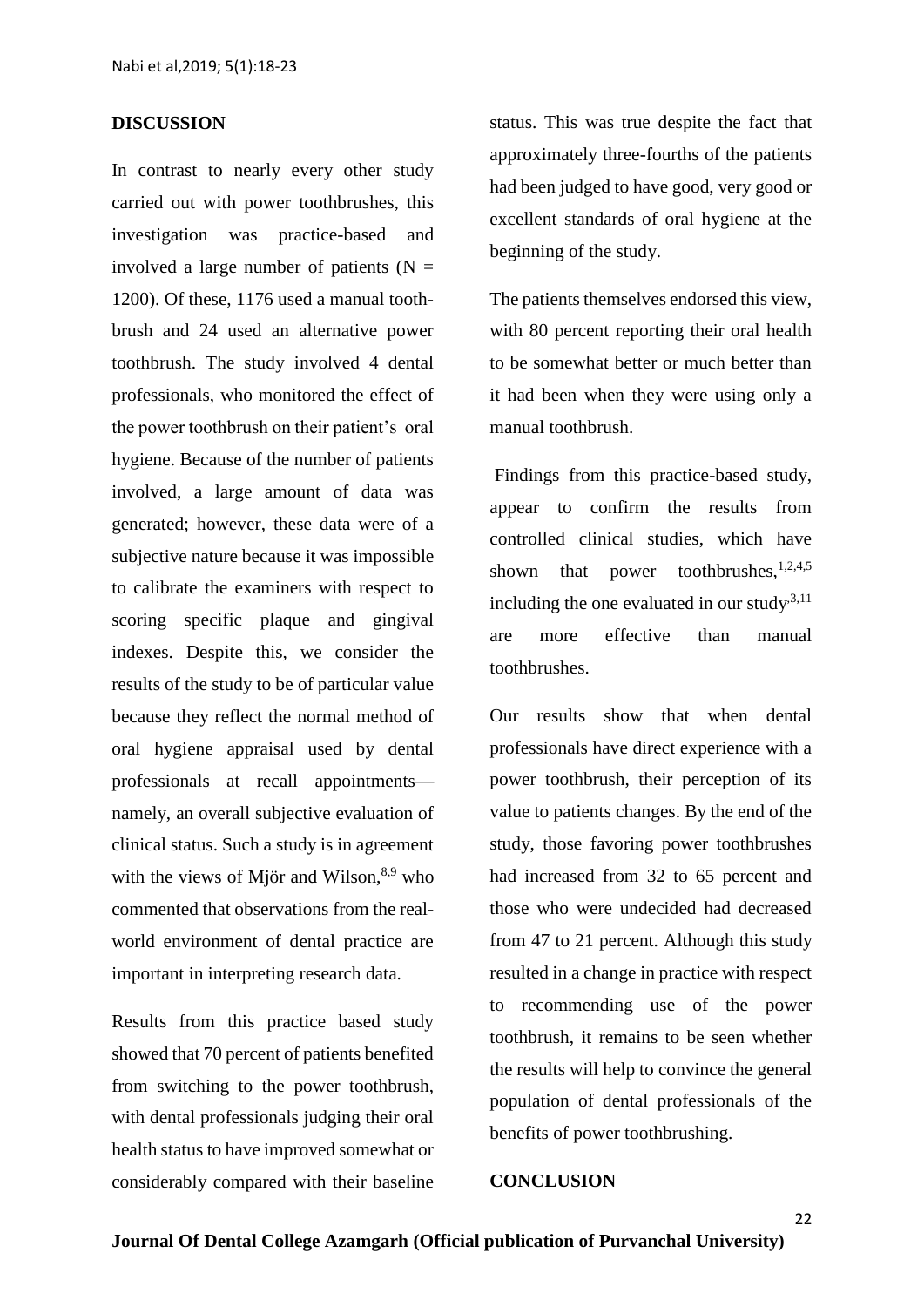## DISCUSSION

In contrast to nearly every other study carried out with power toothbrushes, this investigation was practice-based and involved a large number of patients (N = 1200). Of these, 1176 used a manual tooth-brush and 24 used an alternative power toothbrush. The study involved 4 dental professionals, who monitored the effect of the power toothbrush on their patient's oral hygiene. Because of the number of patients involved, a large amount of data was generated; however, these data were of a subjective nature because it was impossible to calibrate the examiners with respect to scoring specific plaque and gingival indexes. Despite this, we consider the results of the study to be of particular value because they reflect the normal method of oral hygiene appraisal used by dental professionals at recall appointments—namely, an overall subjective evaluation of clinical status. Such a study is in agreement with the views of Mjör and Wilson,[8,9] who commented that observations from the real-world environment of dental practice are important in interpreting research data.

Results from this practice based study showed that 70 percent of patients benefited from switching to the power toothbrush, with dental professionals judging their oral health status to have improved somewhat or considerably compared with their baseline status. This was true despite the fact that approximately three-fourths of the patients had been judged to have good, very good or excellent standards of oral hygiene at the beginning of the study.

The patients themselves endorsed this view, with 80 percent reporting their oral health to be somewhat better or much better than it had been when they were using only a manual toothbrush.

Findings from this practice-based study, appear to confirm the results from controlled clinical studies, which have shown that power toothbrushes,[1,2,4,5] including the one evaluated in our study[3,11] are more effective than manual toothbrushes.

Our results show that when dental professionals have direct experience with a power toothbrush, their perception of its value to patients changes. By the end of the study, those favoring power toothbrushes had increased from 32 to 65 percent and those who were undecided had decreased from 47 to 21 percent. Although this study resulted in a change in practice with respect to recommending use of the power toothbrush, it remains to be seen whether the results will help to convince the general population of dental professionals of the benefits of power toothbrushing.

## CONCLUSION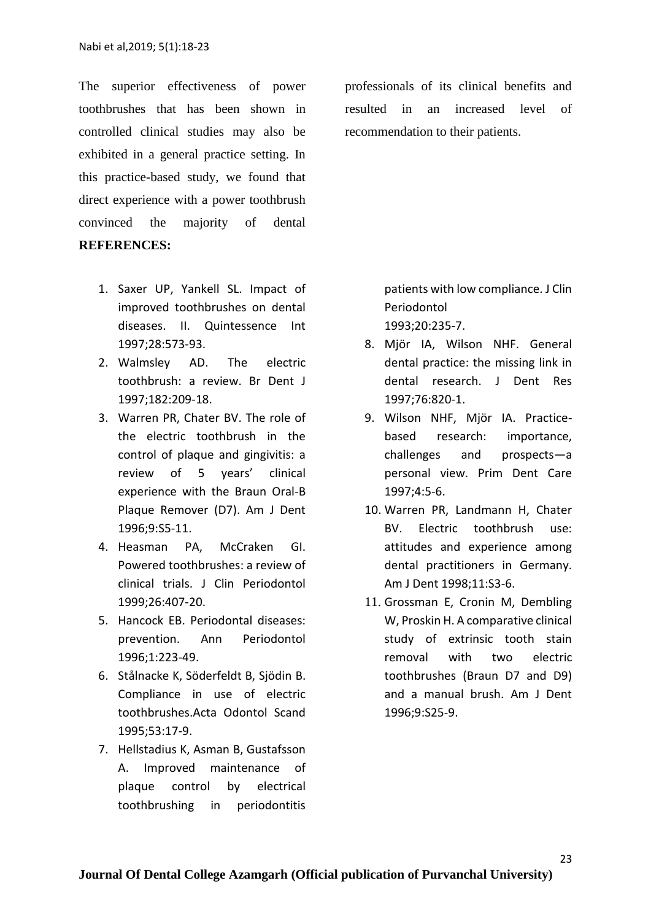The superior effectiveness of power toothbrushes that has been shown in controlled clinical studies may also be exhibited in a general practice setting. In this practice-based study, we found that direct experience with a power toothbrush convinced the majority of dental professionals of its clinical benefits and resulted in an increased level of recommendation to their patients.

**REFERENCES:**

1. Saxer UP, Yankell SL. Impact of improved toothbrushes on dental diseases. II. Quintessence Int 1997;28:573-93.
2. Walmsley AD. The electric toothbrush: a review. Br Dent J 1997;182:209-18.
3. Warren PR, Chater BV. The role of the electric toothbrush in the control of plaque and gingivitis: a review of 5 years' clinical experience with the Braun Oral-B Plaque Remover (D7). Am J Dent 1996;9:S5-11.
4. Heasman PA, McCraken GI. Powered toothbrushes: a review of clinical trials. J Clin Periodontol 1999;26:407-20.
5. Hancock EB. Periodontal diseases: prevention. Ann Periodontol 1996;1:223-49.
6. Stålnacke K, Söderfeldt B, Sjödin B. Compliance in use of electric toothbrushes.Acta Odontol Scand 1995;53:17-9.
7. Hellstadius K, Asman B, Gustafsson A. Improved maintenance of plaque control by electrical toothbrushing in periodontitis patients with low compliance. J Clin Periodontol 1993;20:235-7.
8. Mjör IA, Wilson NHF. General dental practice: the missing link in dental research. J Dent Res 1997;76:820-1.
9. Wilson NHF, Mjör IA. Practice-based research: importance, challenges and prospects—a personal view. Prim Dent Care 1997;4:5-6.
10. Warren PR, Landmann H, Chater BV. Electric toothbrush use: attitudes and experience among dental practitioners in Germany. Am J Dent 1998;11:S3-6.
11. Grossman E, Cronin M, Dembling W, Proskin H. A comparative clinical study of extrinsic tooth stain removal with two electric toothbrushes (Braun D7 and D9) and a manual brush. Am J Dent 1996;9:S25-9.